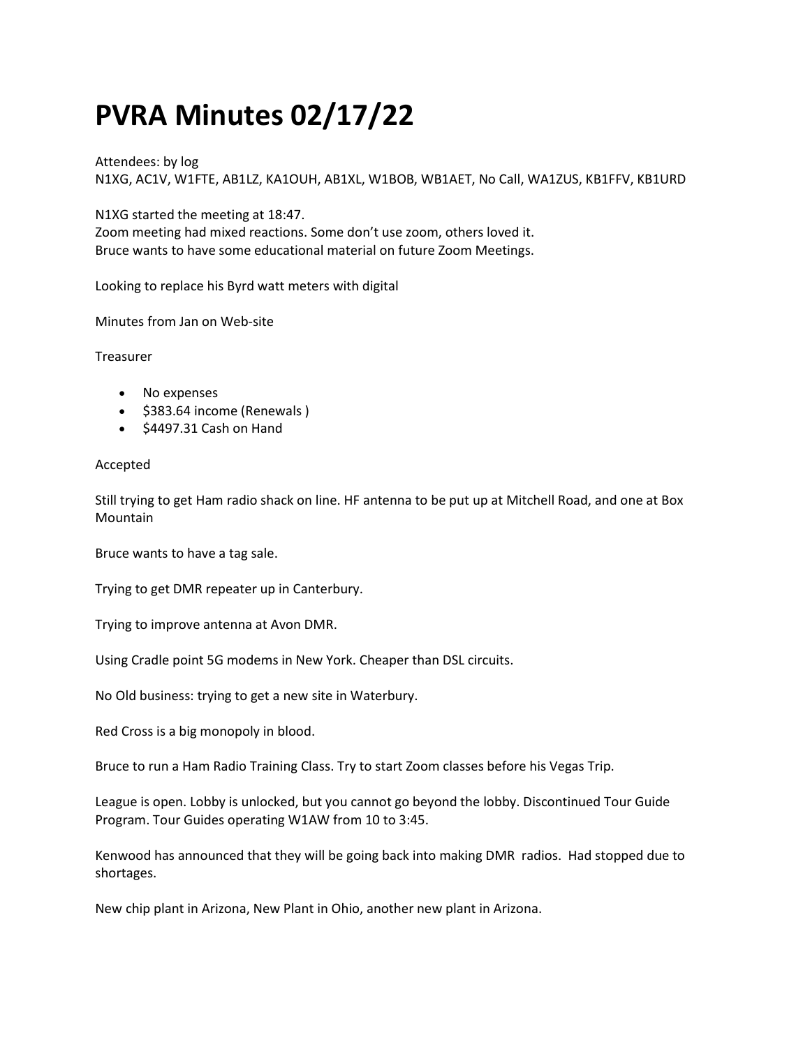# PVRA Minutes 02/17/22

Attendees: by log
N1XG, AC1V, W1FTE, AB1LZ, KA1OUH, AB1XL, W1BOB, WB1AET, No Call, WA1ZUS, KB1FFV, KB1URD

N1XG started the meeting at 18:47.
Zoom meeting had mixed reactions. Some don't use zoom, others loved it.
Bruce wants to have some educational material on future Zoom Meetings.

Looking to replace his Byrd watt meters with digital

Minutes from Jan on Web-site

Treasurer

- No expenses
- $383.64 income (Renewals )
- $4497.31 Cash on Hand

Accepted

Still trying to get Ham radio shack on line. HF antenna to be put up at Mitchell Road, and one at Box Mountain

Bruce wants to have a tag sale.

Trying to get DMR repeater up in Canterbury.

Trying to improve antenna at Avon DMR.

Using Cradle point 5G modems in New York. Cheaper than DSL circuits.

No Old business: trying to get a new site in Waterbury.

Red Cross is a big monopoly in blood.

Bruce to run a Ham Radio Training Class. Try to start Zoom classes before his Vegas Trip.

League is open. Lobby is unlocked, but you cannot go beyond the lobby. Discontinued Tour Guide Program. Tour Guides operating W1AW from 10 to 3:45.

Kenwood has announced that they will be going back into making DMR radios. Had stopped due to shortages.

New chip plant in Arizona, New Plant in Ohio, another new plant in Arizona.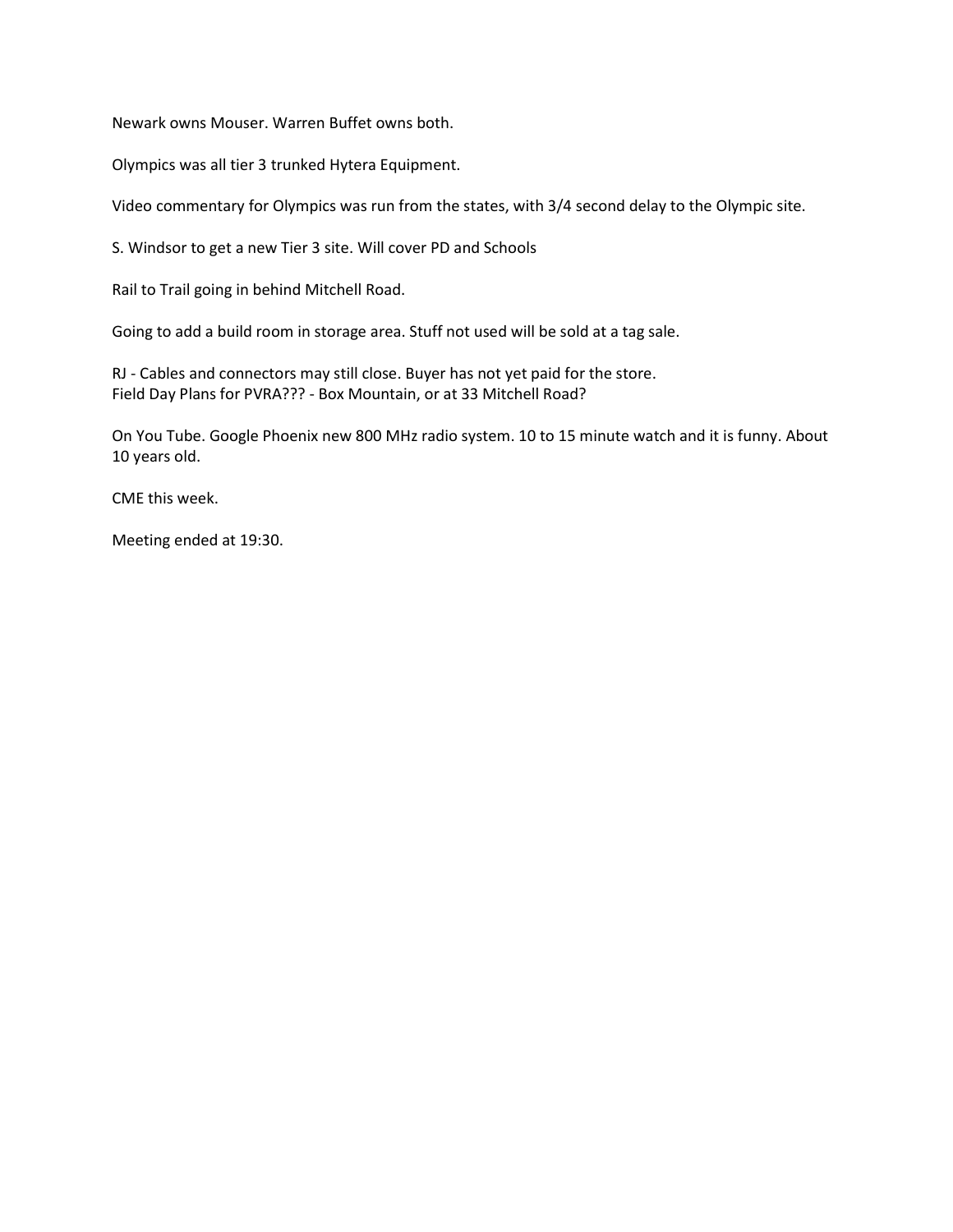Newark owns Mouser. Warren Buffet owns both.

Olympics was all tier 3 trunked Hytera Equipment.

Video commentary for Olympics was run from the states, with 3/4 second delay to the Olympic site.

S. Windsor to get a new Tier 3 site. Will cover PD and Schools

Rail to Trail going in behind Mitchell Road.

Going to add a build room in storage area. Stuff not used will be sold at a tag sale.

RJ - Cables and connectors may still close. Buyer has not yet paid for the store.
Field Day Plans for PVRA??? - Box Mountain, or at 33 Mitchell Road?

On You Tube. Google Phoenix new 800 MHz radio system. 10 to 15 minute watch and it is funny. About 10 years old.

CME this week.

Meeting ended at 19:30.